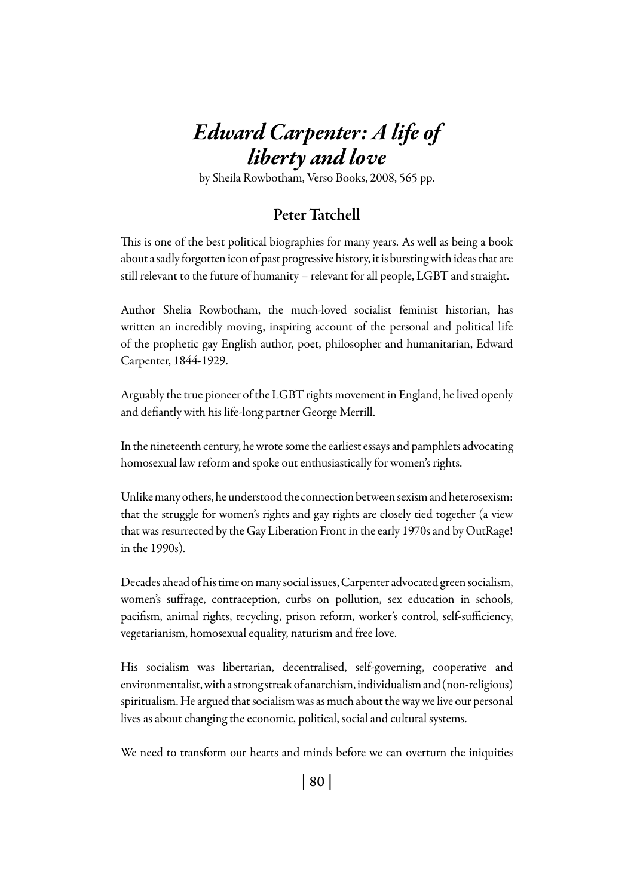# *Edward Carpenter: A life of liberty and love*

by Sheila Rowbotham, Verso Books, 2008, 565 pp.

## Peter Tatchell

This is one of the best political biographies for many years. As well as being a book about a sadly forgotten icon of past progressive history, it is bursting with ideas that are still relevant to the future of humanity – relevant for all people, LGBT and straight.

Author Shelia Rowbotham, the much-loved socialist feminist historian, has written an incredibly moving, inspiring account of the personal and political life of the prophetic gay English author, poet, philosopher and humanitarian, Edward Carpenter, 1844-1929.

Arguably the true pioneer of the LGBT rights movement in England, he lived openly and defiantly with his life-long partner George Merrill.

In the nineteenth century, he wrote some the earliest essays and pamphlets advocating homosexual law reform and spoke out enthusiastically for women's rights.

Unlike many others, he understood the connection between sexism and heterosexism: that the struggle for women's rights and gay rights are closely tied together (a view that was resurrected by the Gay Liberation Front in the early 1970s and by OutRage! in the 1990s).

Decades ahead of his time on many social issues, Carpenter advocated green socialism, women's suffrage, contraception, curbs on pollution, sex education in schools, pacifism, animal rights, recycling, prison reform, worker's control, self-sufficiency, vegetarianism, homosexual equality, naturism and free love.

His socialism was libertarian, decentralised, self-governing, cooperative and environmentalist, with a strong streak of anarchism, individualism and (non-religious) spiritualism. He argued that socialism was as much about the way we live our personal lives as about changing the economic, political, social and cultural systems.

We need to transform our hearts and minds before we can overturn the iniquities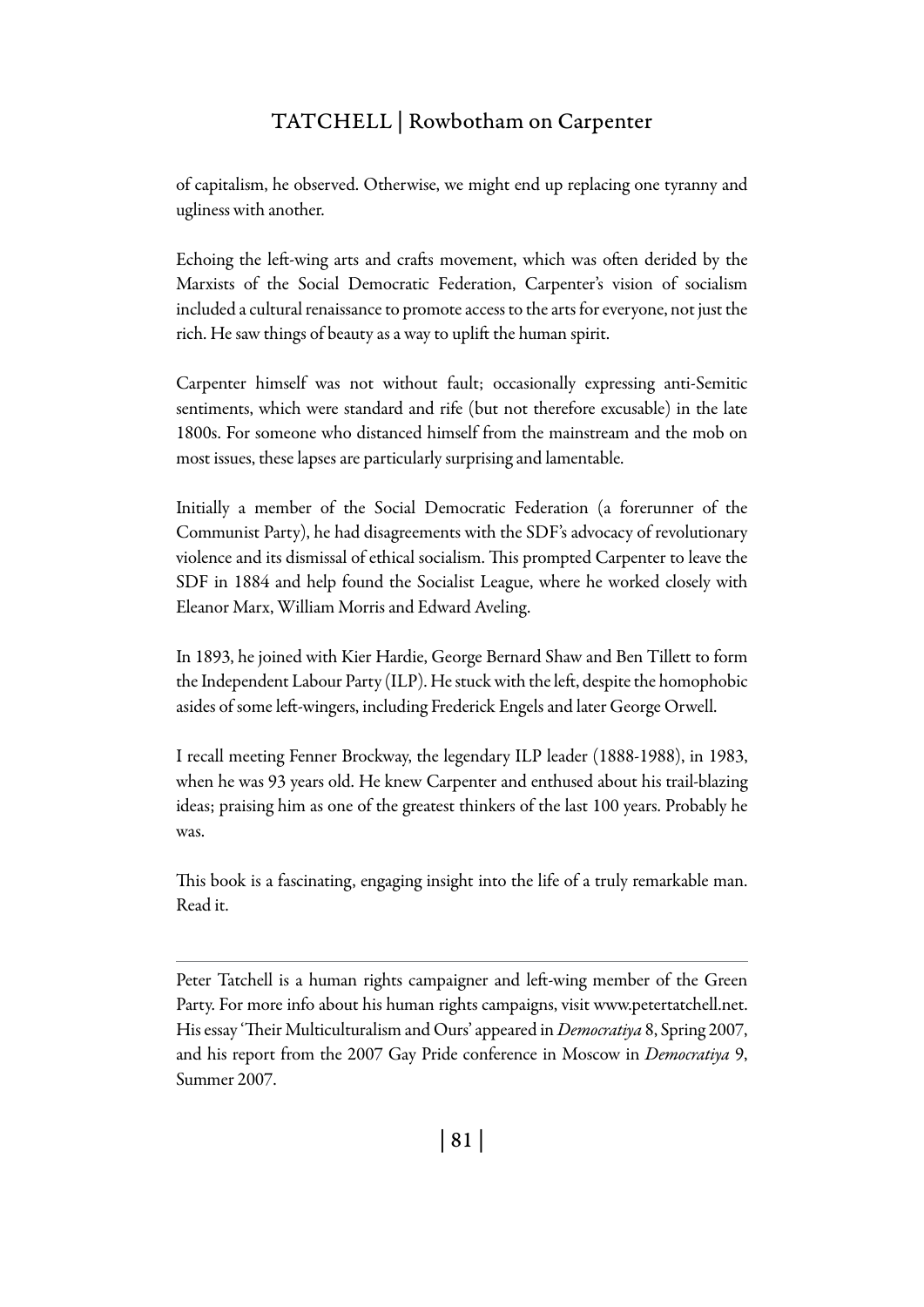of capitalism, he observed. Otherwise, we might end up replacing one tyranny and ugliness with another.

Echoing the left-wing arts and crafts movement, which was often derided by the Marxists of the Social Democratic Federation, Carpenter's vision of socialism included a cultural renaissance to promote access to the arts for everyone, not just the rich. He saw things of beauty as a way to uplift the human spirit.

Carpenter himself was not without fault; occasionally expressing anti-Semitic sentiments, which were standard and rife (but not therefore excusable) in the late 1800s. For someone who distanced himself from the mainstream and the mob on most issues, these lapses are particularly surprising and lamentable.

Initially a member of the Social Democratic Federation (a forerunner of the Communist Party), he had disagreements with the SDF's advocacy of revolutionary violence and its dismissal of ethical socialism. This prompted Carpenter to leave the SDF in 1884 and help found the Socialist League, where he worked closely with Eleanor Marx, William Morris and Edward Aveling.

In 1893, he joined with Kier Hardie, George Bernard Shaw and Ben Tillett to form the Independent Labour Party (ILP). He stuck with the left, despite the homophobic asides of some left-wingers, including Frederick Engels and later George Orwell.

I recall meeting Fenner Brockway, the legendary ILP leader (1888-1988), in 1983, when he was 93 years old. He knew Carpenter and enthused about his trail-blazing ideas; praising him as one of the greatest thinkers of the last 100 years. Probably he was.

This book is a fascinating, engaging insight into the life of a truly remarkable man. Read it.

---

Peter Tatchell is a human rights campaigner and left-wing member of the Green Party. For more info about his human rights campaigns, visit www.petertatchell.net. His essay 'Their Multiculturalism and Ours' appeared in *Democratiya* 8, Spring 2007, and his report from the 2007 Gay Pride conference in Moscow in *Democratiya* 9, Summer 2007.